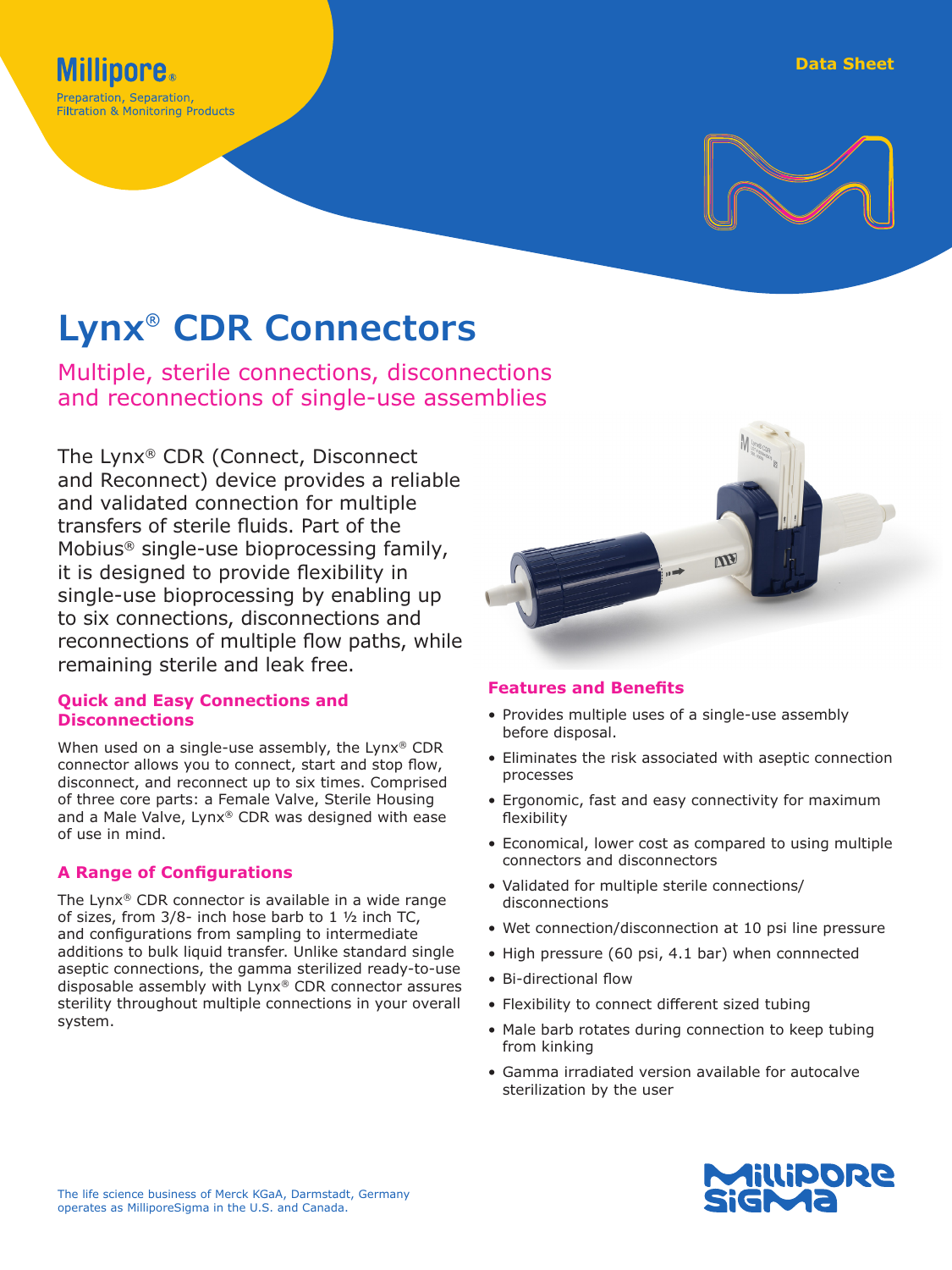Millipore®
Preparation, Separation, Filtration & Monitoring Products

Data Sheet

# Lynx® CDR Connectors

## Multiple, sterile connections, disconnections and reconnections of single-use assemblies

The Lynx® CDR (Connect, Disconnect and Reconnect) device provides a reliable and validated connection for multiple transfers of sterile fluids. Part of the Mobius® single-use bioprocessing family, it is designed to provide flexibility in single-use bioprocessing by enabling up to six connections, disconnections and reconnections of multiple flow paths, while remaining sterile and leak free.

### Quick and Easy Connections and Disconnections

When used on a single-use assembly, the Lynx® CDR connector allows you to connect, start and stop flow, disconnect, and reconnect up to six times. Comprised of three core parts: a Female Valve, Sterile Housing and a Male Valve, Lynx® CDR was designed with ease of use in mind.

### A Range of Configurations

The Lynx® CDR connector is available in a wide range of sizes, from 3/8- inch hose barb to 1 ½ inch TC, and configurations from sampling to intermediate additions to bulk liquid transfer. Unlike standard single aseptic connections, the gamma sterilized ready-to-use disposable assembly with Lynx® CDR connector assures sterility throughout multiple connections in your overall system.

### Features and Benefits

- Provides multiple uses of a single-use assembly before disposal.
- Eliminates the risk associated with aseptic connection processes
- Ergonomic, fast and easy connectivity for maximum flexibility
- Economical, lower cost as compared to using multiple connectors and disconnectors
- Validated for multiple sterile connections/ disconnections
- Wet connection/disconnection at 10 psi line pressure
- High pressure (60 psi, 4.1 bar) when connnected
- Bi-directional flow
- Flexibility to connect different sized tubing
- Male barb rotates during connection to keep tubing from kinking
- Gamma irradiated version available for autocalve sterilization by the user

The life science business of Merck KGaA, Darmstadt, Germany operates as MilliporeSigma in the U.S. and Canada.

MilliporeSigma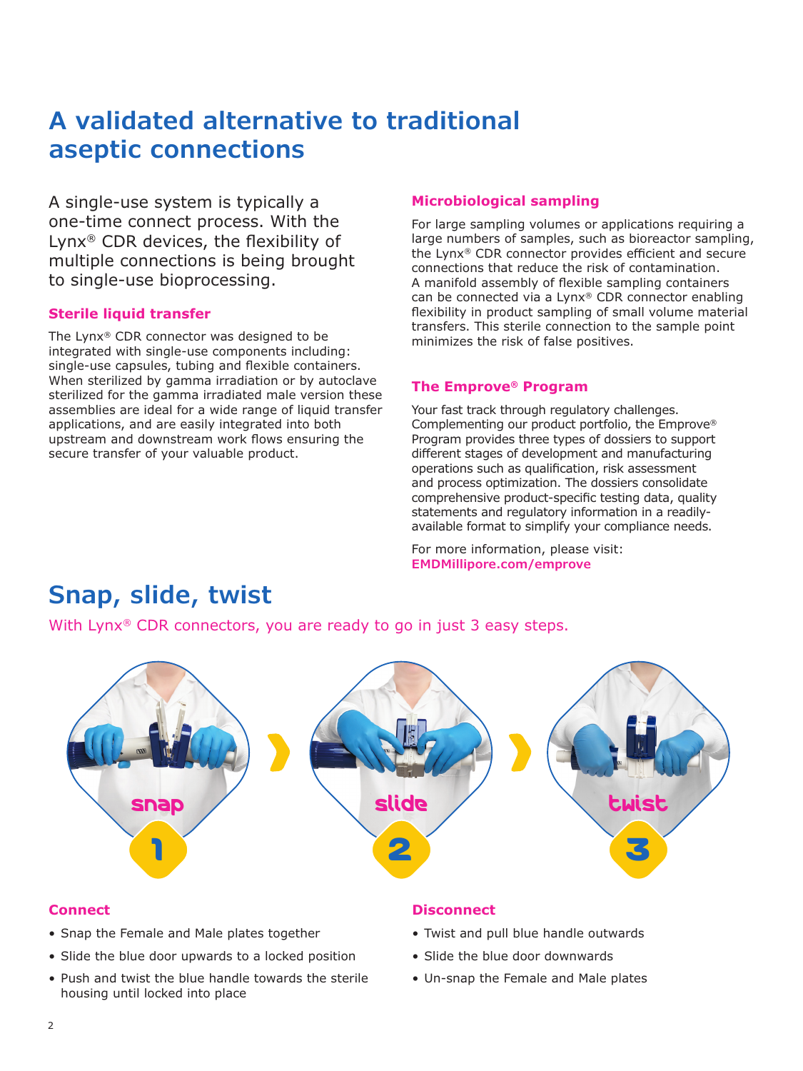# A validated alternative to traditional aseptic connections

A single-use system is typically a one-time connect process. With the Lynx® CDR devices, the flexibility of multiple connections is being brought to single-use bioprocessing.

### Sterile liquid transfer

The Lynx® CDR connector was designed to be integrated with single-use components including: single-use capsules, tubing and flexible containers. When sterilized by gamma irradiation or by autoclave sterilized for the gamma irradiated male version these assemblies are ideal for a wide range of liquid transfer applications, and are easily integrated into both upstream and downstream work flows ensuring the secure transfer of your valuable product.

### Microbiological sampling

For large sampling volumes or applications requiring a large numbers of samples, such as bioreactor sampling, the Lynx® CDR connector provides efficient and secure connections that reduce the risk of contamination. A manifold assembly of flexible sampling containers can be connected via a Lynx® CDR connector enabling flexibility in product sampling of small volume material transfers. This sterile connection to the sample point minimizes the risk of false positives.

### The Emprove® Program

Your fast track through regulatory challenges. Complementing our product portfolio, the Emprove® Program provides three types of dossiers to support different stages of development and manufacturing operations such as qualification, risk assessment and process optimization. The dossiers consolidate comprehensive product-specific testing data, quality statements and regulatory information in a readily-available format to simplify your compliance needs.

For more information, please visit:
**EMDMillipore.com/emprove**

## Snap, slide, twist

With Lynx® CDR connectors, you are ready to go in just 3 easy steps.

snap 1 › slide 2 › twist 3

### Connect

- Snap the Female and Male plates together
- Slide the blue door upwards to a locked position
- Push and twist the blue handle towards the sterile housing until locked into place

### Disconnect

- Twist and pull blue handle outwards
- Slide the blue door downwards
- Un-snap the Female and Male plates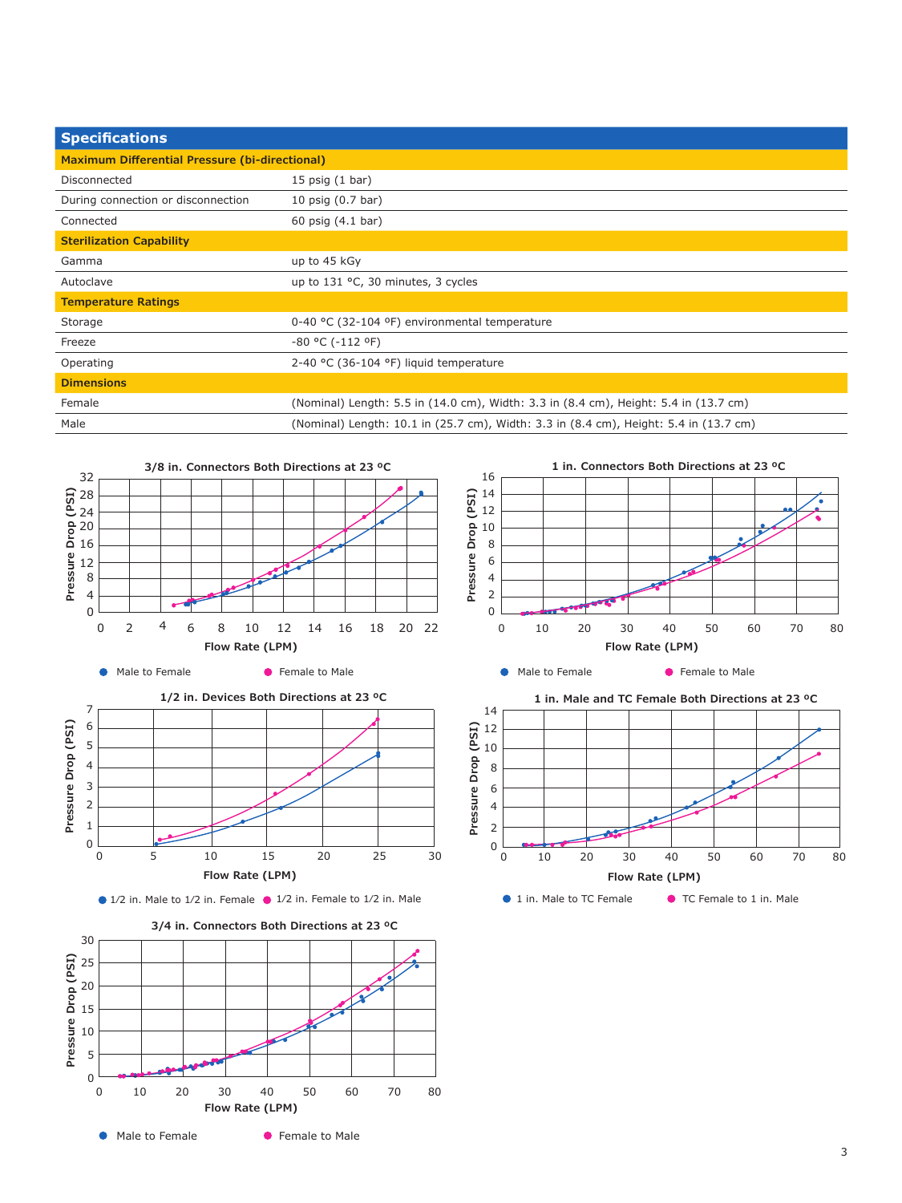## Specifications

| Maximum Differential Pressure (bi-directional) | |
|---|---|
| Disconnected | 15 psig (1 bar) |
| During connection or disconnection | 10 psig (0.7 bar) |
| Connected | 60 psig (4.1 bar) |
| **Sterilization Capability** | |
| Gamma | up to 45 kGy |
| Autoclave | up to 131 °C, 30 minutes, 3 cycles |
| **Temperature Ratings** | |
| Storage | 0-40 °C (32-104 °F) environmental temperature |
| Freeze | -80 °C (-112 °F) |
| Operating | 2-40 °C (36-104 °F) liquid temperature |
| **Dimensions** | |
| Female | (Nominal) Length: 5.5 in (14.0 cm), Width: 3.3 in (8.4 cm), Height: 5.4 in (13.7 cm) |
| Male | (Nominal) Length: 10.1 in (25.7 cm), Width: 3.3 in (8.4 cm), Height: 5.4 in (13.7 cm) |

**3/8 in. Connectors Both Directions at 23 °C**

Pressure Drop (PSI) vs. Flow Rate (LPM)

● Male to Female ● Female to Male

**1 in. Connectors Both Directions at 23 °C**

Pressure Drop (PSI) vs. Flow Rate (LPM)

● Male to Female ● Female to Male

**1/2 in. Devices Both Directions at 23 °C**

Pressure Drop (PSI) vs. Flow Rate (LPM)

● 1/2 in. Male to 1/2 in. Female ● 1/2 in. Female to 1/2 in. Male

**1 in. Male and TC Female Both Directions at 23 °C**

Pressure Drop (PSI) vs. Flow Rate (LPM)

● 1 in. Male to TC Female ● TC Female to 1 in. Male

**3/4 in. Connectors Both Directions at 23 °C**

Pressure Drop (PSI) vs. Flow Rate (LPM)

● Male to Female ● Female to Male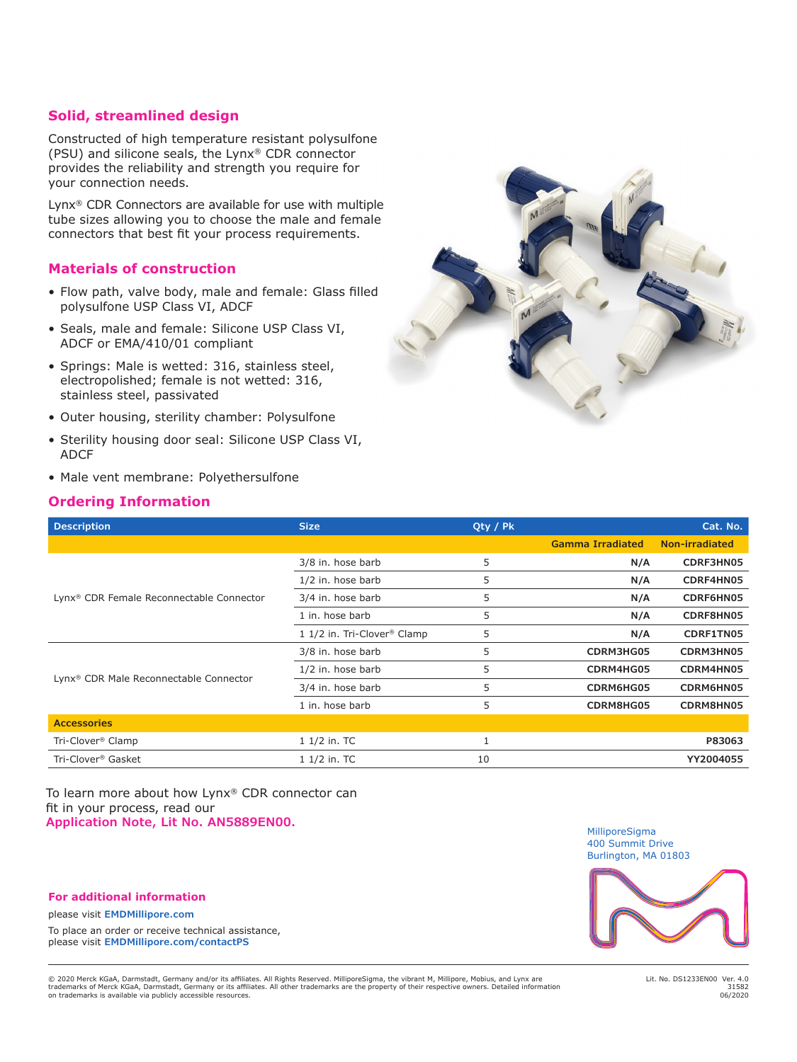## Solid, streamlined design

Constructed of high temperature resistant polysulfone (PSU) and silicone seals, the Lynx® CDR connector provides the reliability and strength you require for your connection needs.

Lynx® CDR Connectors are available for use with multiple tube sizes allowing you to choose the male and female connectors that best fit your process requirements.

## Materials of construction

- Flow path, valve body, male and female: Glass filled polysulfone USP Class VI, ADCF
- Seals, male and female: Silicone USP Class VI, ADCF or EMA/410/01 compliant
- Springs: Male is wetted: 316, stainless steel, electropolished; female is not wetted: 316, stainless steel, passivated
- Outer housing, sterility chamber: Polysulfone
- Sterility housing door seal: Silicone USP Class VI, ADCF
- Male vent membrane: Polyethersulfone

## Ordering Information

| Description | Size | Qty / Pk | Cat. No. | |
|---|---|---|---|---|
| | | | Gamma Irradiated | Non-irradiated |
| Lynx® CDR Female Reconnectable Connector | 3/8 in. hose barb | 5 | N/A | CDRF3HN05 |
| | 1/2 in. hose barb | 5 | N/A | CDRF4HN05 |
| | 3/4 in. hose barb | 5 | N/A | CDRF6HN05 |
| | 1 in. hose barb | 5 | N/A | CDRF8HN05 |
| | 1 1/2 in. Tri-Clover® Clamp | 5 | N/A | CDRF1TN05 |
| Lynx® CDR Male Reconnectable Connector | 3/8 in. hose barb | 5 | CDRM3HG05 | CDRM3HN05 |
| | 1/2 in. hose barb | 5 | CDRM4HG05 | CDRM4HN05 |
| | 3/4 in. hose barb | 5 | CDRM6HG05 | CDRM6HN05 |
| | 1 in. hose barb | 5 | CDRM8HG05 | CDRM8HN05 |
| **Accessories** | | | | |
| Tri-Clover® Clamp | 1 1/2 in. TC | 1 | | P83063 |
| Tri-Clover® Gasket | 1 1/2 in. TC | 10 | | YY2004055 |

To learn more about how Lynx® CDR connector can fit in your process, read our
**Application Note, Lit No. AN5889EN00.**

MilliporeSigma
400 Summit Drive
Burlington, MA 01803

### For additional information

please visit **EMDMillipore.com**

To place an order or receive technical assistance, please visit **EMDMillipore.com/contactPS**

© 2020 Merck KGaA, Darmstadt, Germany and/or its affiliates. All Rights Reserved. MilliporeSigma, the vibrant M, Millipore, Mobius, and Lynx are trademarks of Merck KGaA, Darmstadt, Germany or its affiliates. All other trademarks are the property of their respective owners. Detailed information on trademarks is available via publicly accessible resources.

Lit. No. DS1233EN00 Ver. 4.0
31582
06/2020